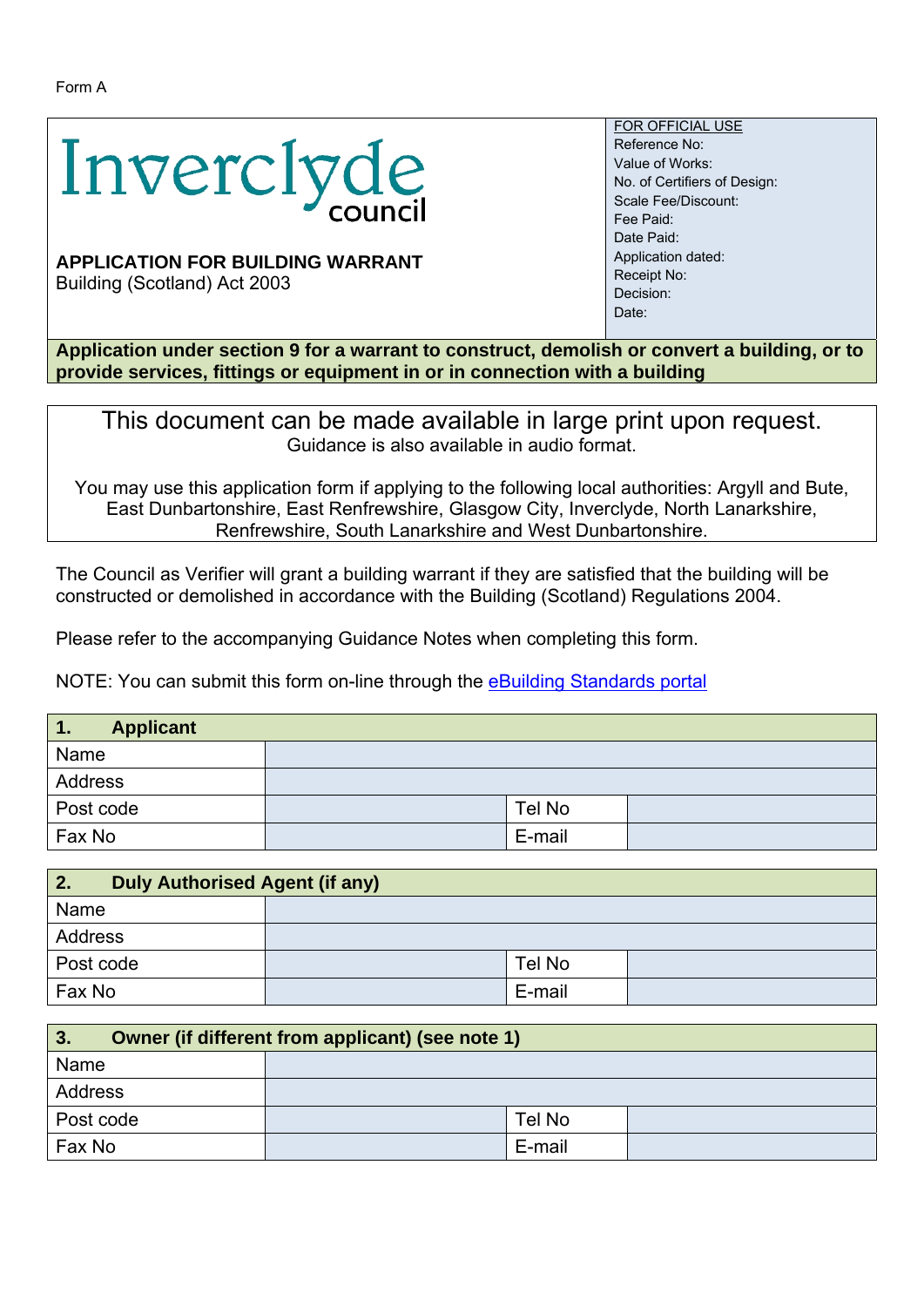Form A

Inverclyde council

**APPLICATION FOR BUILDING WARRANT**
Building (Scotland) Act 2003

FOR OFFICIAL USE
Reference No:
Value of Works:
No. of Certifiers of Design:
Scale Fee/Discount:
Fee Paid:
Date Paid:
Application dated:
Receipt No:
Decision:
Date:

**Application under section 9 for a warrant to construct, demolish or convert a building, or to provide services, fittings or equipment in or in connection with a building**

This document can be made available in large print upon request.
Guidance is also available in audio format.

You may use this application form if applying to the following local authorities: Argyll and Bute, East Dunbartonshire, East Renfrewshire, Glasgow City, Inverclyde, North Lanarkshire, Renfrewshire, South Lanarkshire and West Dunbartonshire.

The Council as Verifier will grant a building warrant if they are satisfied that the building will be constructed or demolished in accordance with the Building (Scotland) Regulations 2004.

Please refer to the accompanying Guidance Notes when completing this form.

NOTE: You can submit this form on-line through the eBuilding Standards portal

| **1. Applicant** | | | |
|---|---|---|---|
| Name | | | |
| Address | | | |
| Post code | | Tel No | |
| Fax No | | E-mail | |

| **2. Duly Authorised Agent (if any)** | | | |
|---|---|---|---|
| Name | | | |
| Address | | | |
| Post code | | Tel No | |
| Fax No | | E-mail | |

| **3. Owner (if different from applicant) (see note 1)** | | | |
|---|---|---|---|
| Name | | | |
| Address | | | |
| Post code | | Tel No | |
| Fax No | | E-mail | |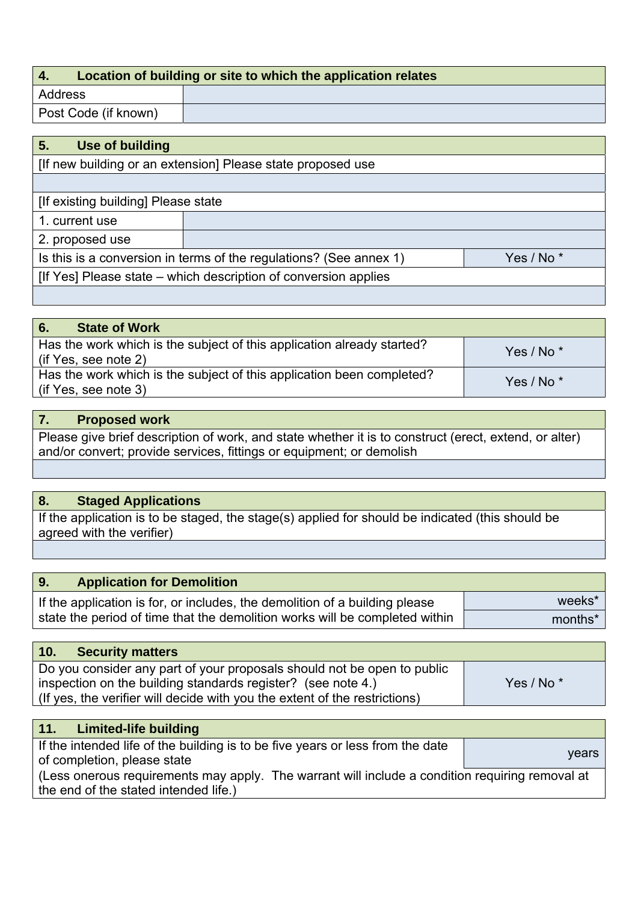| 4. Location of building or site to which the application relates | |
|---|---|
| Address | |
| Post Code (if known) | |

| 5. Use of building | |
|---|---|
| [If new building or an extension] Please state proposed use | |
| | |
| [If existing building] Please state | |
| 1. current use | |
| 2. proposed use | |
| Is this is a conversion in terms of the regulations? (See annex 1) | Yes / No * |
| [If Yes] Please state – which description of conversion applies | |
| | |

| 6. State of Work | |
|---|---|
| Has the work which is the subject of this application already started? (if Yes, see note 2) | Yes / No * |
| Has the work which is the subject of this application been completed? (if Yes, see note 3) | Yes / No * |

| 7. Proposed work |
|---|
| Please give brief description of work, and state whether it is to construct (erect, extend, or alter) and/or convert; provide services, fittings or equipment; or demolish |
| |

| 8. Staged Applications |
|---|
| If the application is to be staged, the stage(s) applied for should be indicated (this should be agreed with the verifier) |
| |

| 9. Application for Demolition | |
|---|---|
| If the application is for, or includes, the demolition of a building please state the period of time that the demolition works will be completed within | weeks* |
| | months* |

| 10. Security matters | |
|---|---|
| Do you consider any part of your proposals should not be open to public inspection on the building standards register? (see note 4.) (If yes, the verifier will decide with you the extent of the restrictions) | Yes / No * |

| 11. Limited-life building | |
|---|---|
| If the intended life of the building is to be five years or less from the date of completion, please state | years |
| (Less onerous requirements may apply. The warrant will include a condition requiring removal at the end of the stated intended life.) | |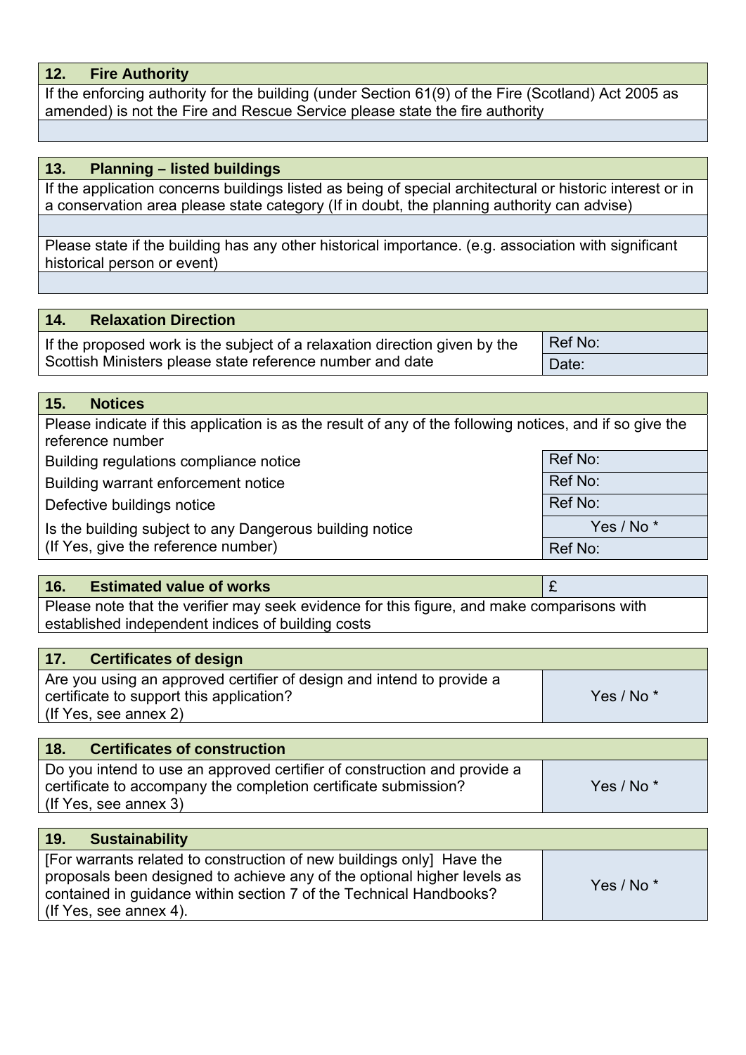| 12. Fire Authority |
|---|
| If the enforcing authority for the building (under Section 61(9) of the Fire (Scotland) Act 2005 as amended) is not the Fire and Rescue Service please state the fire authority |
| |

| 13. Planning – listed buildings |
|---|
| If the application concerns buildings listed as being of special architectural or historic interest or in a conservation area please state category (If in doubt, the planning authority can advise) |
| |
| Please state if the building has any other historical importance. (e.g. association with significant historical person or event) |
| |

| 14. Relaxation Direction | |
|---|---|
| If the proposed work is the subject of a relaxation direction given by the Scottish Ministers please state reference number and date | Ref No: |
| | Date: |

| 15. Notices | |
|---|---|
| Please indicate if this application is as the result of any of the following notices, and if so give the reference number | |
| Building regulations compliance notice | Ref No: |
| Building warrant enforcement notice | Ref No: |
| Defective buildings notice | Ref No: |
| Is the building subject to any Dangerous building notice (If Yes, give the reference number) | Yes / No * |
| | Ref No: |

| 16. Estimated value of works | £ |
|---|---|
| Please note that the verifier may seek evidence for this figure, and make comparisons with established independent indices of building costs | |

| 17. Certificates of design | |
|---|---|
| Are you using an approved certifier of design and intend to provide a certificate to support this application? (If Yes, see annex 2) | Yes / No * |

| 18. Certificates of construction | |
|---|---|
| Do you intend to use an approved certifier of construction and provide a certificate to accompany the completion certificate submission? (If Yes, see annex 3) | Yes / No * |

| 19. Sustainability | |
|---|---|
| [For warrants related to construction of new buildings only] Have the proposals been designed to achieve any of the optional higher levels as contained in guidance within section 7 of the Technical Handbooks? (If Yes, see annex 4). | Yes / No * |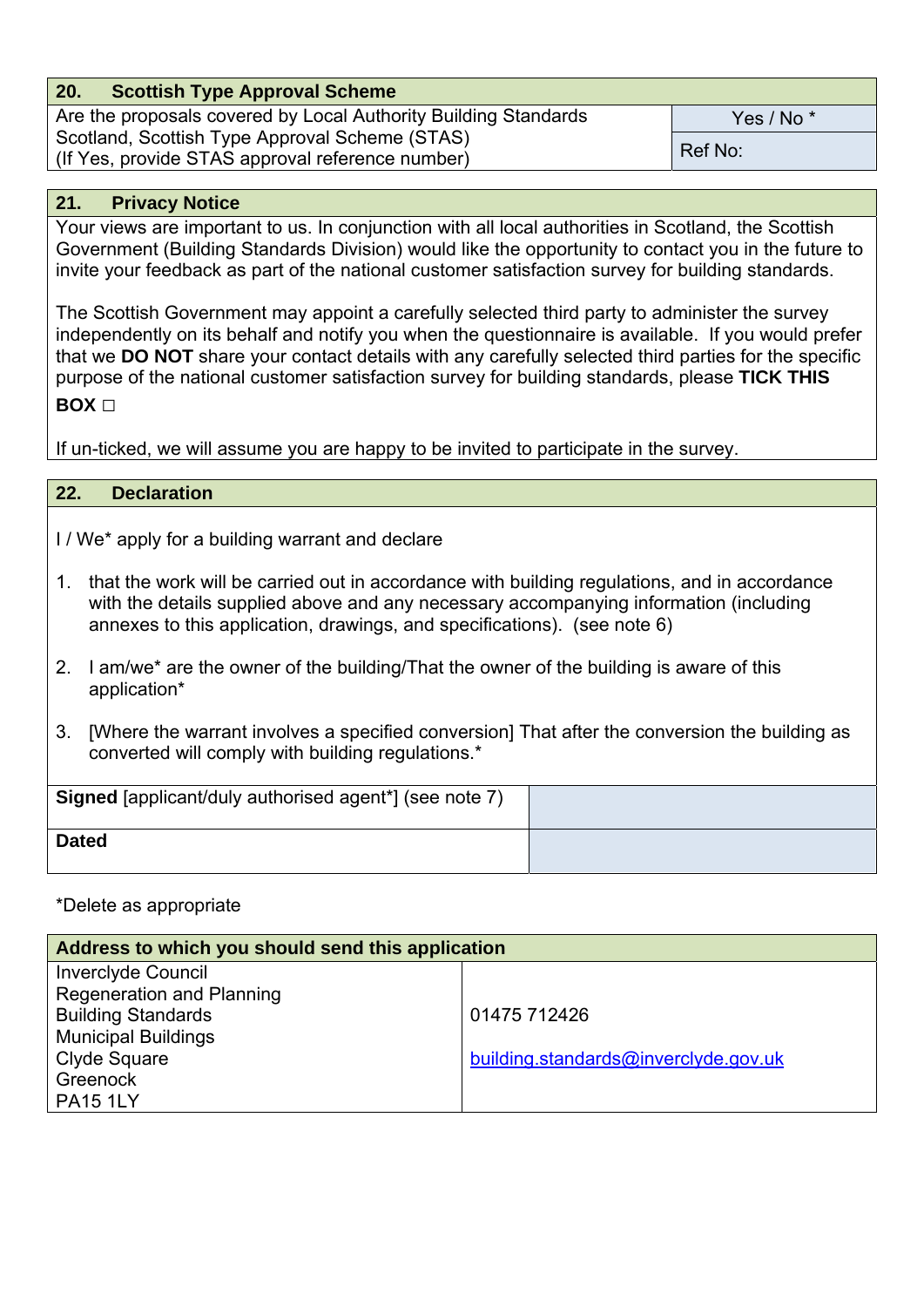| 20. Scottish Type Approval Scheme | |
|---|---|
| Are the proposals covered by Local Authority Building Standards Scotland, Scottish Type Approval Scheme (STAS) (If Yes, provide STAS approval reference number) | Yes / No * |
| | Ref No: |

| 21. Privacy Notice |
|---|
| Your views are important to us. In conjunction with all local authorities in Scotland, the Scottish Government (Building Standards Division) would like the opportunity to contact you in the future to invite your feedback as part of the national customer satisfaction survey for building standards. |
| The Scottish Government may appoint a carefully selected third party to administer the survey independently on its behalf and notify you when the questionnaire is available. If you would prefer that we **DO NOT** share your contact details with any carefully selected third parties for the specific purpose of the national customer satisfaction survey for building standards, please **TICK THIS BOX** □ |
| If un-ticked, we will assume you are happy to be invited to participate in the survey. |

## 22. Declaration

I / We* apply for a building warrant and declare

1. that the work will be carried out in accordance with building regulations, and in accordance with the details supplied above and any necessary accompanying information (including annexes to this application, drawings, and specifications). (see note 6)
2. I am/we* are the owner of the building/That the owner of the building is aware of this application*
3. [Where the warrant involves a specified conversion] That after the conversion the building as converted will comply with building regulations.*

| | |
|---|---|
| **Signed** [applicant/duly authorised agent*] (see note 7) | |
| **Dated** | |

*Delete as appropriate

| Address to which you should send this application | |
|---|---|
| Inverclyde Council<br>Regeneration and Planning<br>Building Standards<br>Municipal Buildings<br>Clyde Square<br>Greenock<br>PA15 1LY | 01475 712426<br><br>building.standards@inverclyde.gov.uk |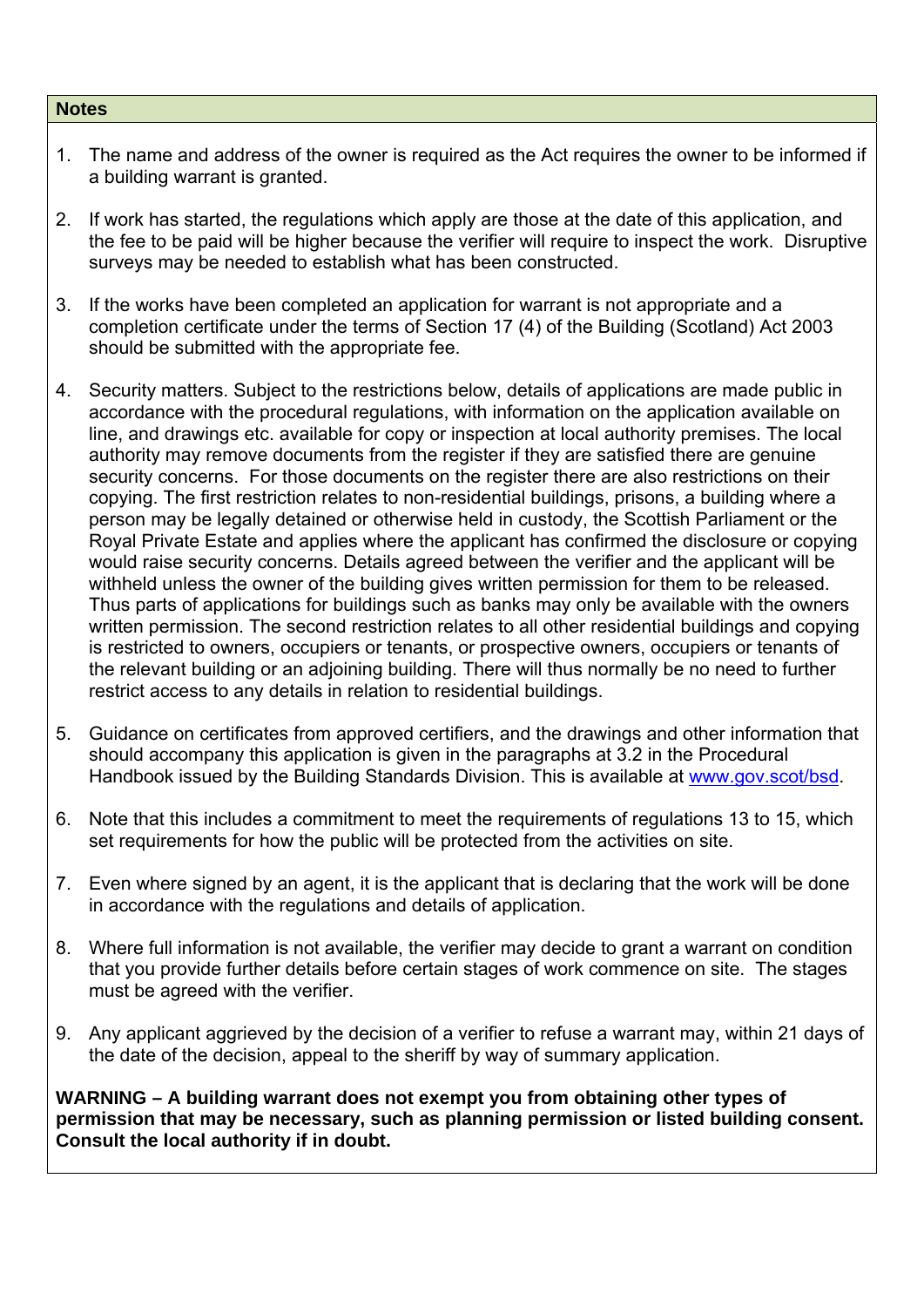**Notes**

1. The name and address of the owner is required as the Act requires the owner to be informed if a building warrant is granted.

2. If work has started, the regulations which apply are those at the date of this application, and the fee to be paid will be higher because the verifier will require to inspect the work. Disruptive surveys may be needed to establish what has been constructed.

3. If the works have been completed an application for warrant is not appropriate and a completion certificate under the terms of Section 17 (4) of the Building (Scotland) Act 2003 should be submitted with the appropriate fee.

4. Security matters. Subject to the restrictions below, details of applications are made public in accordance with the procedural regulations, with information on the application available on line, and drawings etc. available for copy or inspection at local authority premises. The local authority may remove documents from the register if they are satisfied there are genuine security concerns. For those documents on the register there are also restrictions on their copying. The first restriction relates to non-residential buildings, prisons, a building where a person may be legally detained or otherwise held in custody, the Scottish Parliament or the Royal Private Estate and applies where the applicant has confirmed the disclosure or copying would raise security concerns. Details agreed between the verifier and the applicant will be withheld unless the owner of the building gives written permission for them to be released. Thus parts of applications for buildings such as banks may only be available with the owners written permission. The second restriction relates to all other residential buildings and copying is restricted to owners, occupiers or tenants, or prospective owners, occupiers or tenants of the relevant building or an adjoining building. There will thus normally be no need to further restrict access to any details in relation to residential buildings.

5. Guidance on certificates from approved certifiers, and the drawings and other information that should accompany this application is given in the paragraphs at 3.2 in the Procedural Handbook issued by the Building Standards Division. This is available at [www.gov.scot/bsd](http://www.gov.scot/bsd).

6. Note that this includes a commitment to meet the requirements of regulations 13 to 15, which set requirements for how the public will be protected from the activities on site.

7. Even where signed by an agent, it is the applicant that is declaring that the work will be done in accordance with the regulations and details of application.

8. Where full information is not available, the verifier may decide to grant a warrant on condition that you provide further details before certain stages of work commence on site. The stages must be agreed with the verifier.

9. Any applicant aggrieved by the decision of a verifier to refuse a warrant may, within 21 days of the date of the decision, appeal to the sheriff by way of summary application.

**WARNING – A building warrant does not exempt you from obtaining other types of permission that may be necessary, such as planning permission or listed building consent. Consult the local authority if in doubt.**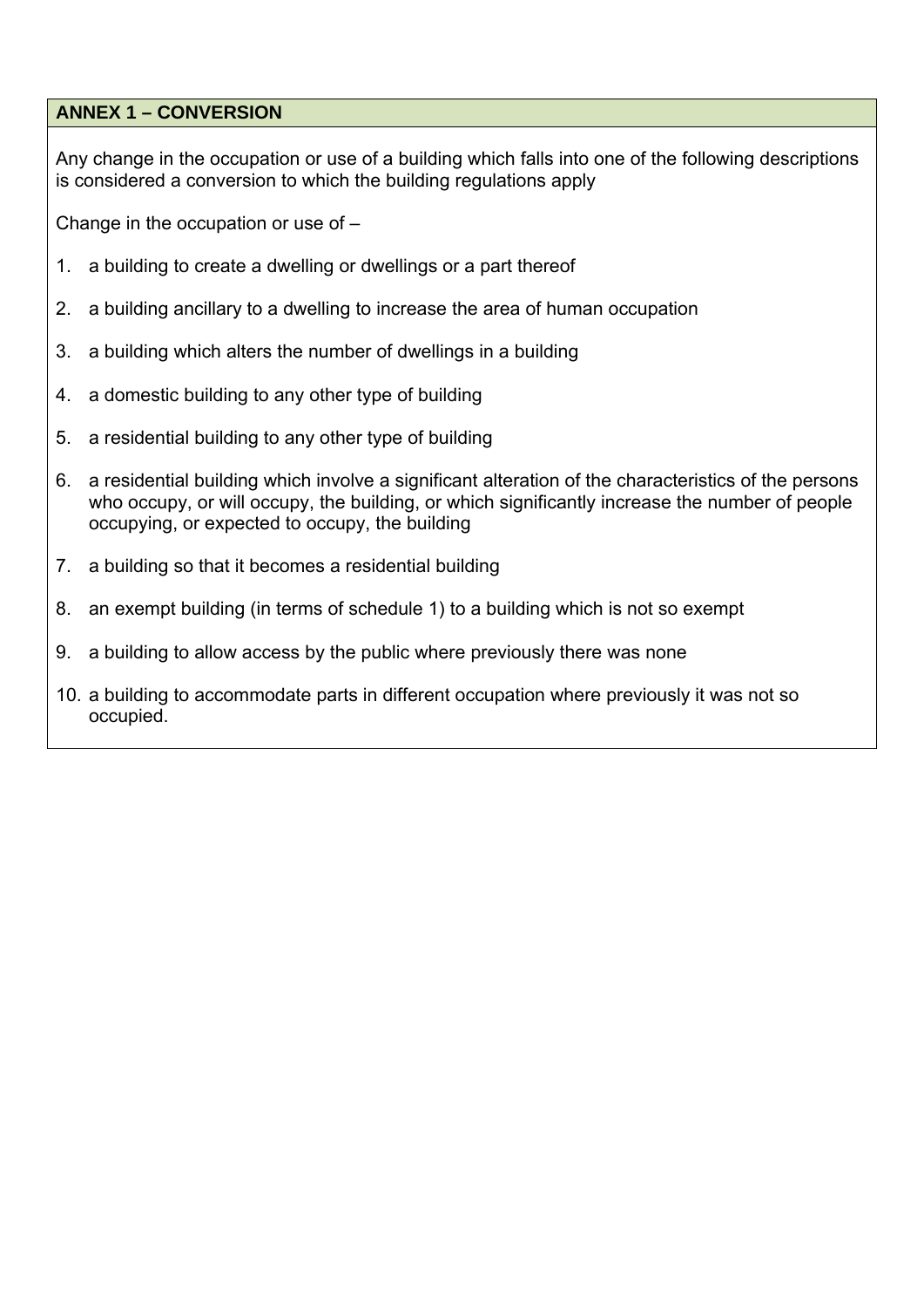## ANNEX 1 – CONVERSION

Any change in the occupation or use of a building which falls into one of the following descriptions is considered a conversion to which the building regulations apply

Change in the occupation or use of –

1. a building to create a dwelling or dwellings or a part thereof
2. a building ancillary to a dwelling to increase the area of human occupation
3. a building which alters the number of dwellings in a building
4. a domestic building to any other type of building
5. a residential building to any other type of building
6. a residential building which involve a significant alteration of the characteristics of the persons who occupy, or will occupy, the building, or which significantly increase the number of people occupying, or expected to occupy, the building
7. a building so that it becomes a residential building
8. an exempt building (in terms of schedule 1) to a building which is not so exempt
9. a building to allow access by the public where previously there was none
10. a building to accommodate parts in different occupation where previously it was not so occupied.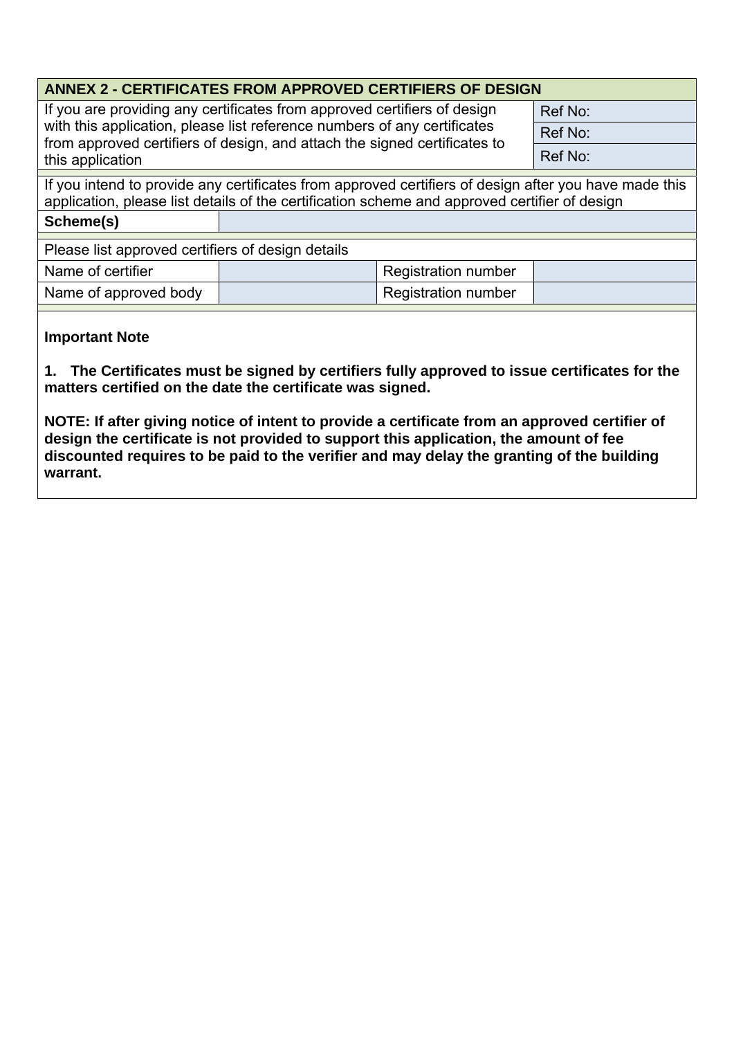## ANNEX 2 - CERTIFICATES FROM APPROVED CERTIFIERS OF DESIGN

| If you are providing any certificates from approved certifiers of design with this application, please list reference numbers of any certificates from approved certifiers of design, and attach the signed certificates to this application | Ref No: |
|---|---|
| | Ref No: |
| | Ref No: |

If you intend to provide any certificates from approved certifiers of design after you have made this application, please list details of the certification scheme and approved certifier of design

| **Scheme(s)** | |
|---|---|

Please list approved certifiers of design details

| Name of certifier | | Registration number | |
|---|---|---|---|
| Name of approved body | | Registration number | |

**Important Note**

**1. The Certificates must be signed by certifiers fully approved to issue certificates for the matters certified on the date the certificate was signed.**

**NOTE: If after giving notice of intent to provide a certificate from an approved certifier of design the certificate is not provided to support this application, the amount of fee discounted requires to be paid to the verifier and may delay the granting of the building warrant.**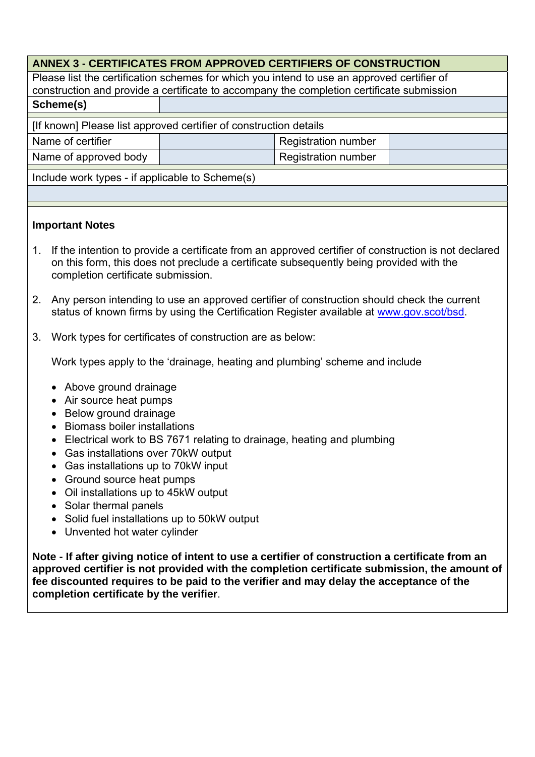## ANNEX 3 - CERTIFICATES FROM APPROVED CERTIFIERS OF CONSTRUCTION

Please list the certification schemes for which you intend to use an approved certifier of construction and provide a certificate to accompany the completion certificate submission

| **Scheme(s)** | |
|---|---|

[If known] Please list approved certifier of construction details

| Name of certifier | | Registration number | |
|---|---|---|---|
| Name of approved body | | Registration number | |

Include work types - if applicable to Scheme(s)

### Important Notes

1. If the intention to provide a certificate from an approved certifier of construction is not declared on this form, this does not preclude a certificate subsequently being provided with the completion certificate submission.

2. Any person intending to use an approved certifier of construction should check the current status of known firms by using the Certification Register available at www.gov.scot/bsd.

3. Work types for certificates of construction are as below:

   Work types apply to the 'drainage, heating and plumbing' scheme and include

   - Above ground drainage
   - Air source heat pumps
   - Below ground drainage
   - Biomass boiler installations
   - Electrical work to BS 7671 relating to drainage, heating and plumbing
   - Gas installations over 70kW output
   - Gas installations up to 70kW input
   - Ground source heat pumps
   - Oil installations up to 45kW output
   - Solar thermal panels
   - Solid fuel installations up to 50kW output
   - Unvented hot water cylinder

**Note - If after giving notice of intent to use a certifier of construction a certificate from an approved certifier is not provided with the completion certificate submission, the amount of fee discounted requires to be paid to the verifier and may delay the acceptance of the completion certificate by the verifier**.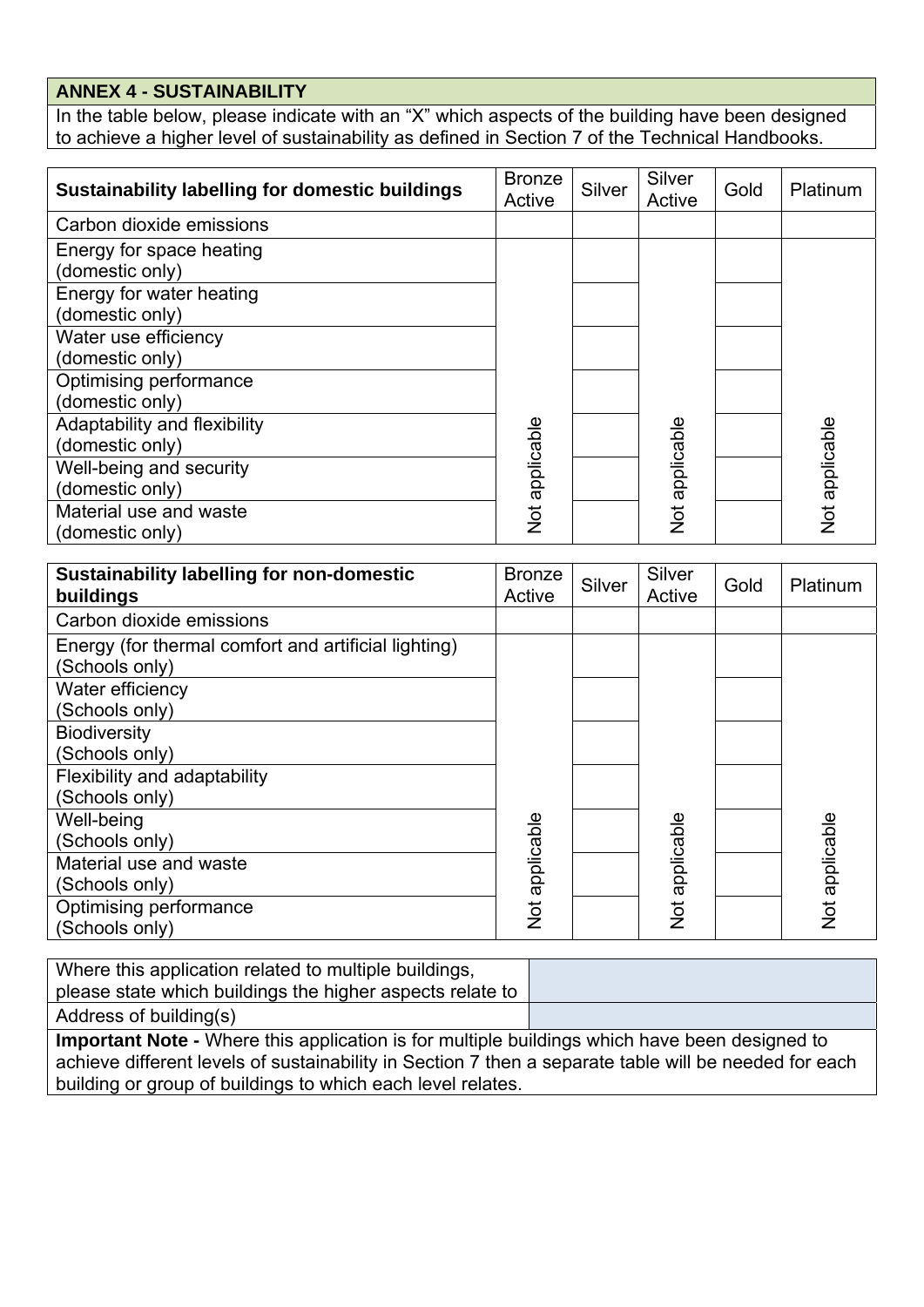## ANNEX 4 - SUSTAINABILITY

In the table below, please indicate with an "X" which aspects of the building have been designed to achieve a higher level of sustainability as defined in Section 7 of the Technical Handbooks.

| **Sustainability labelling for domestic buildings** | Bronze Active | Silver | Silver Active | Gold | Platinum |
|---|---|---|---|---|---|
| Carbon dioxide emissions | | | | | |
| Energy for space heating (domestic only) | Not applicable | | Not applicable | | Not applicable |
| Energy for water heating (domestic only) | Not applicable | | Not applicable | | Not applicable |
| Water use efficiency (domestic only) | Not applicable | | Not applicable | | Not applicable |
| Optimising performance (domestic only) | Not applicable | | Not applicable | | Not applicable |
| Adaptability and flexibility (domestic only) | Not applicable | | Not applicable | | Not applicable |
| Well-being and security (domestic only) | Not applicable | | Not applicable | | Not applicable |
| Material use and waste (domestic only) | Not applicable | | Not applicable | | Not applicable |

| **Sustainability labelling for non-domestic buildings** | Bronze Active | Silver | Silver Active | Gold | Platinum |
|---|---|---|---|---|---|
| Carbon dioxide emissions | | | | | |
| Energy (for thermal comfort and artificial lighting) (Schools only) | Not applicable | | Not applicable | | Not applicable |
| Water efficiency (Schools only) | Not applicable | | Not applicable | | Not applicable |
| Biodiversity (Schools only) | Not applicable | | Not applicable | | Not applicable |
| Flexibility and adaptability (Schools only) | Not applicable | | Not applicable | | Not applicable |
| Well-being (Schools only) | Not applicable | | Not applicable | | Not applicable |
| Material use and waste (Schools only) | Not applicable | | Not applicable | | Not applicable |
| Optimising performance (Schools only) | Not applicable | | Not applicable | | Not applicable |

| | |
|---|---|
| Where this application related to multiple buildings, please state which buildings the higher aspects relate to | |
| Address of building(s) | |

**Important Note -** Where this application is for multiple buildings which have been designed to achieve different levels of sustainability in Section 7 then a separate table will be needed for each building or group of buildings to which each level relates.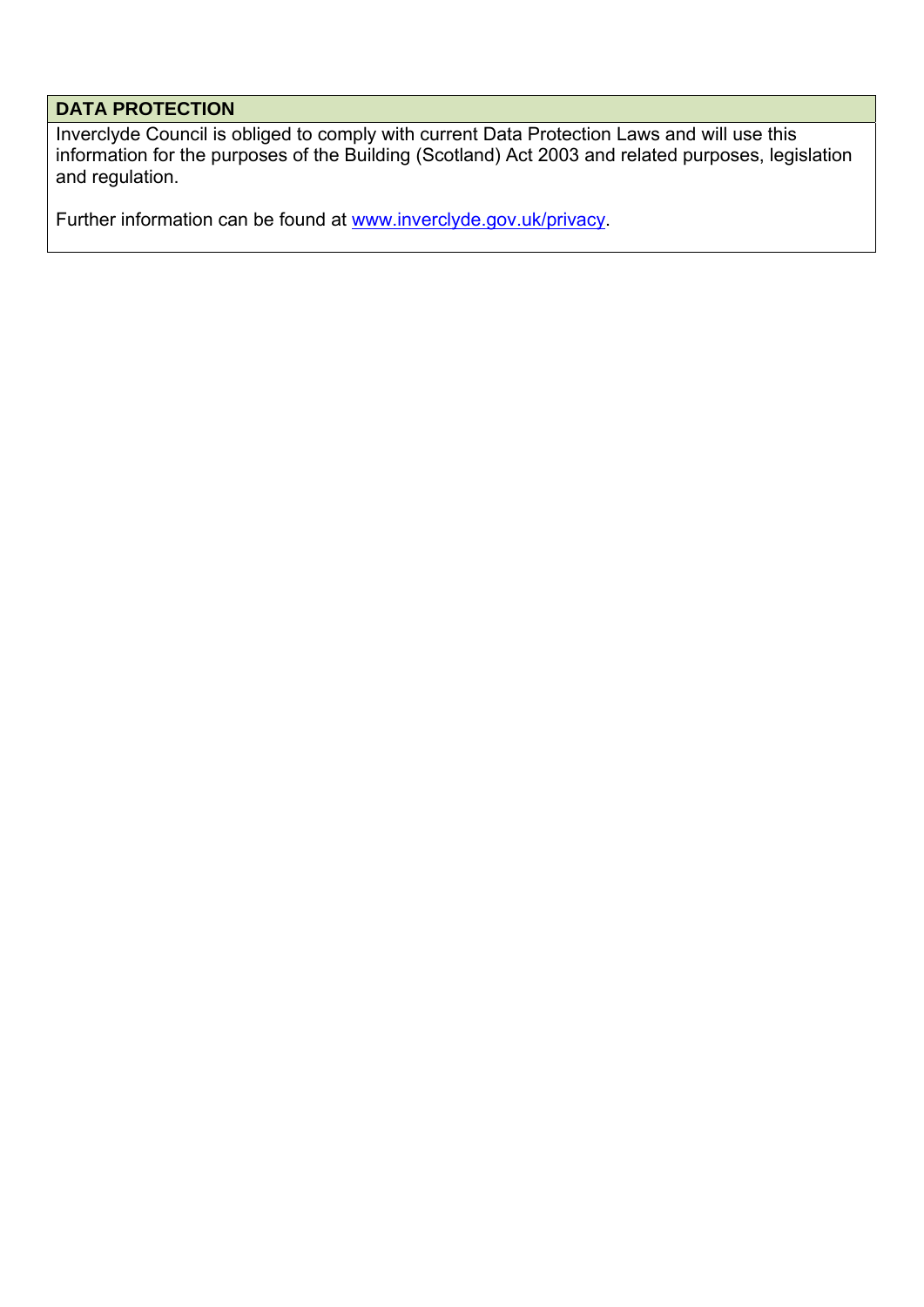| DATA PROTECTION |
| --- |
| Inverclyde Council is obliged to comply with current Data Protection Laws and will use this information for the purposes of the Building (Scotland) Act 2003 and related purposes, legislation and regulation.<br><br>Further information can be found at [www.inverclyde.gov.uk/privacy](http://www.inverclyde.gov.uk/privacy). |